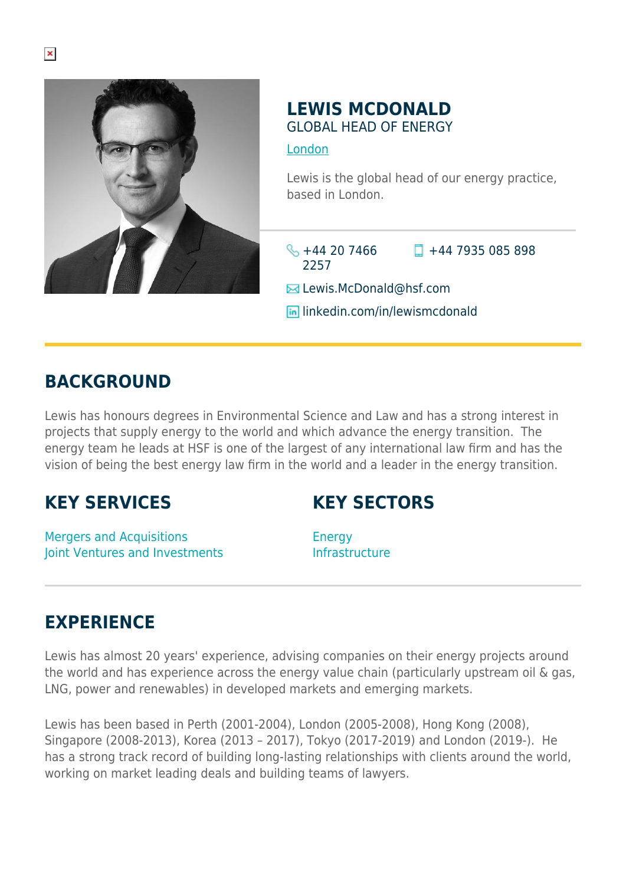# LEWIS MCDONALD

GLOBAL HEAD OF ENERGY

London

Lewis is the global head of our energy practice, based in London.

+44 20 7466 2257

+44 7935 085 898

Lewis.McDonald@hsf.com

linkedin.com/in/lewismcdonald

## BACKGROUND

Lewis has honours degrees in Environmental Science and Law and has a strong interest in projects that supply energy to the world and which advance the energy transition. The energy team he leads at HSF is one of the largest of any international law firm and has the vision of being the best energy law firm in the world and a leader in the energy transition.

## KEY SERVICES

Mergers and Acquisitions
Joint Ventures and Investments

## KEY SECTORS

Energy
Infrastructure

## EXPERIENCE

Lewis has almost 20 years' experience, advising companies on their energy projects around the world and has experience across the energy value chain (particularly upstream oil & gas, LNG, power and renewables) in developed markets and emerging markets.

Lewis has been based in Perth (2001-2004), London (2005-2008), Hong Kong (2008), Singapore (2008-2013), Korea (2013 – 2017), Tokyo (2017-2019) and London (2019-). He has a strong track record of building long-lasting relationships with clients around the world, working on market leading deals and building teams of lawyers.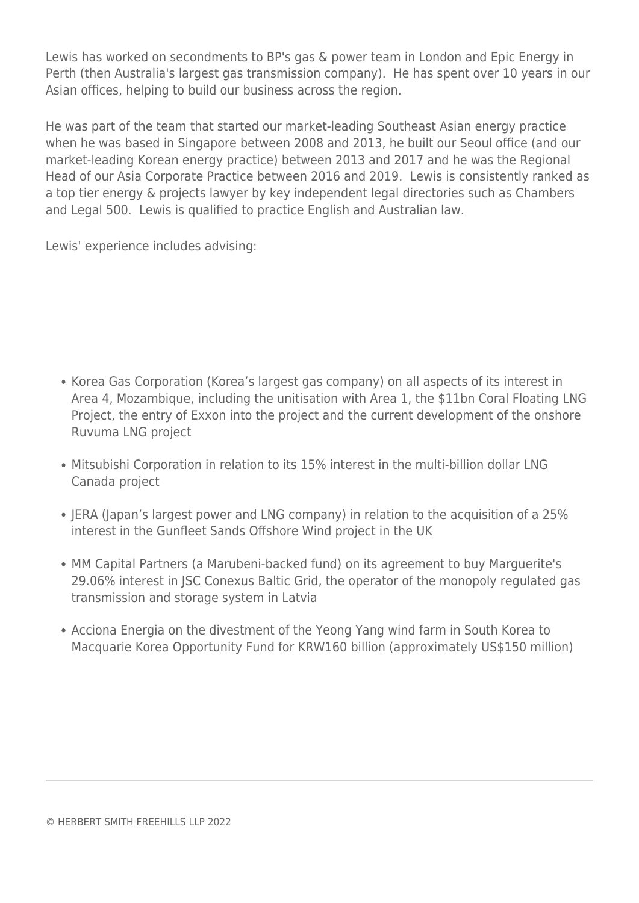Lewis has worked on secondments to BP's gas & power team in London and Epic Energy in Perth (then Australia's largest gas transmission company). He has spent over 10 years in our Asian offices, helping to build our business across the region.

He was part of the team that started our market-leading Southeast Asian energy practice when he was based in Singapore between 2008 and 2013, he built our Seoul office (and our market-leading Korean energy practice) between 2013 and 2017 and he was the Regional Head of our Asia Corporate Practice between 2016 and 2019. Lewis is consistently ranked as a top tier energy & projects lawyer by key independent legal directories such as Chambers and Legal 500. Lewis is qualified to practice English and Australian law.

Lewis' experience includes advising:

- Korea Gas Corporation (Korea's largest gas company) on all aspects of its interest in Area 4, Mozambique, including the unitisation with Area 1, the $11bn Coral Floating LNG Project, the entry of Exxon into the project and the current development of the onshore Ruvuma LNG project
- Mitsubishi Corporation in relation to its 15% interest in the multi-billion dollar LNG Canada project
- JERA (Japan's largest power and LNG company) in relation to the acquisition of a 25% interest in the Gunfleet Sands Offshore Wind project in the UK
- MM Capital Partners (a Marubeni-backed fund) on its agreement to buy Marguerite's 29.06% interest in JSC Conexus Baltic Grid, the operator of the monopoly regulated gas transmission and storage system in Latvia
- Acciona Energia on the divestment of the Yeong Yang wind farm in South Korea to Macquarie Korea Opportunity Fund for KRW160 billion (approximately US$150 million)

© HERBERT SMITH FREEHILLS LLP 2022